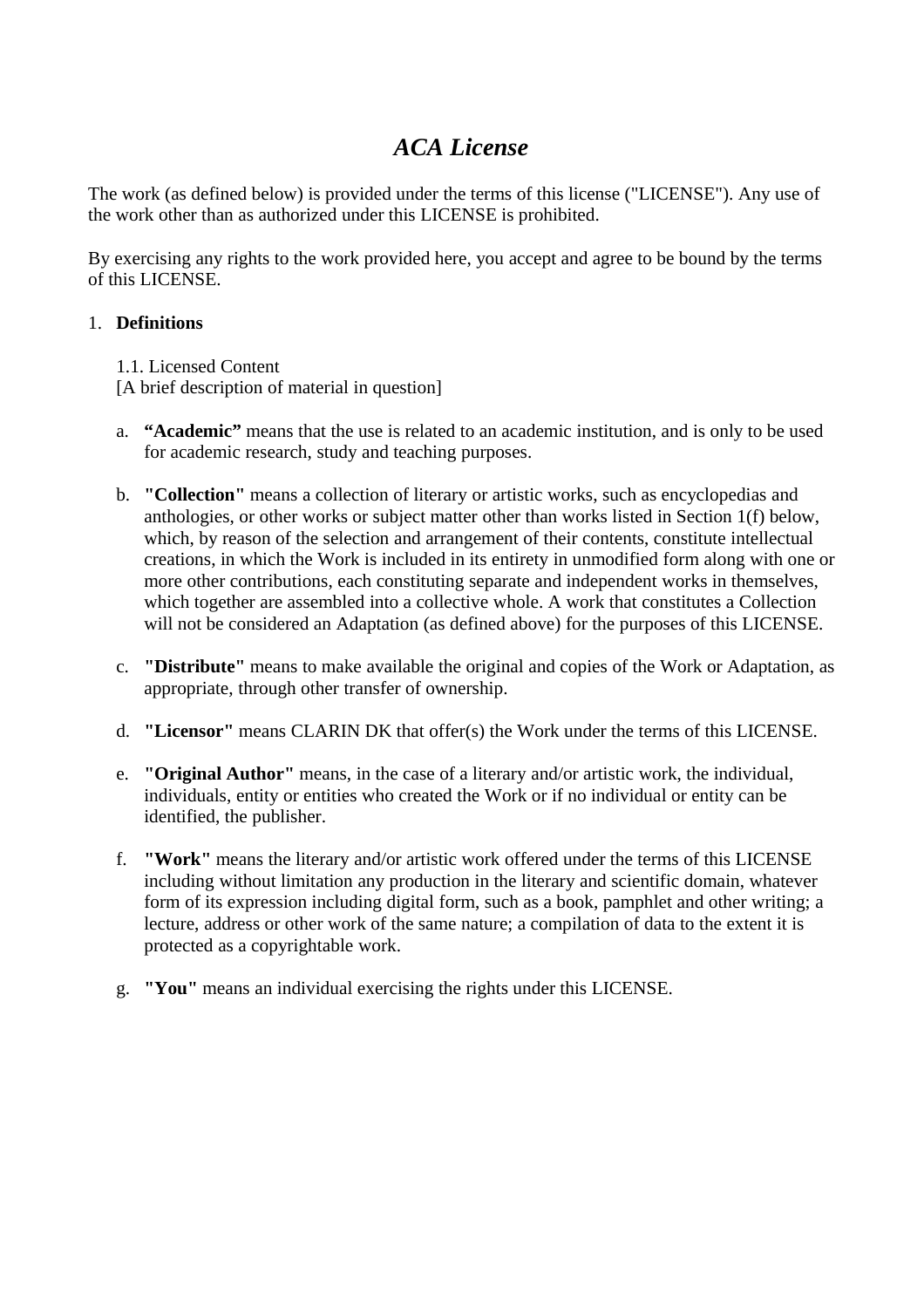# *ACA License*

The work (as defined below) is provided under the terms of this license ("LICENSE"). Any use of the work other than as authorized under this LICENSE is prohibited.

By exercising any rights to the work provided here, you accept and agree to be bound by the terms of this LICENSE.

1. **Definitions**

   1.1. Licensed Content
   [A brief description of material in question]

   a. **"Academic"** means that the use is related to an academic institution, and is only to be used for academic research, study and teaching purposes.

   b. **"Collection"** means a collection of literary or artistic works, such as encyclopedias and anthologies, or other works or subject matter other than works listed in Section 1(f) below, which, by reason of the selection and arrangement of their contents, constitute intellectual creations, in which the Work is included in its entirety in unmodified form along with one or more other contributions, each constituting separate and independent works in themselves, which together are assembled into a collective whole. A work that constitutes a Collection will not be considered an Adaptation (as defined above) for the purposes of this LICENSE.

   c. **"Distribute"** means to make available the original and copies of the Work or Adaptation, as appropriate, through other transfer of ownership.

   d. **"Licensor"** means CLARIN DK that offer(s) the Work under the terms of this LICENSE.

   e. **"Original Author"** means, in the case of a literary and/or artistic work, the individual, individuals, entity or entities who created the Work or if no individual or entity can be identified, the publisher.

   f. **"Work"** means the literary and/or artistic work offered under the terms of this LICENSE including without limitation any production in the literary and scientific domain, whatever form of its expression including digital form, such as a book, pamphlet and other writing; a lecture, address or other work of the same nature; a compilation of data to the extent it is protected as a copyrightable work.

   g. **"You"** means an individual exercising the rights under this LICENSE.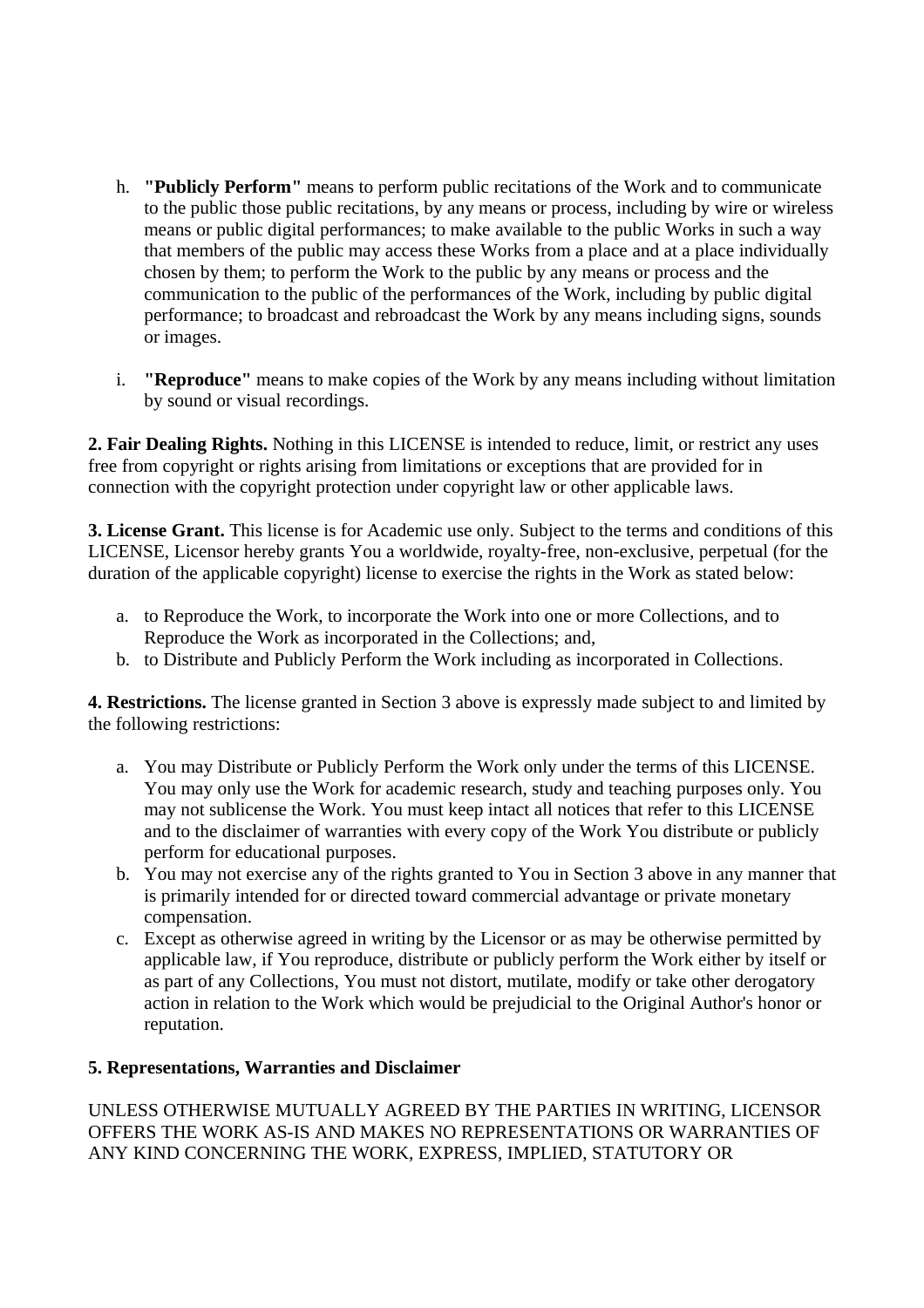h. **"Publicly Perform"** means to perform public recitations of the Work and to communicate to the public those public recitations, by any means or process, including by wire or wireless means or public digital performances; to make available to the public Works in such a way that members of the public may access these Works from a place and at a place individually chosen by them; to perform the Work to the public by any means or process and the communication to the public of the performances of the Work, including by public digital performance; to broadcast and rebroadcast the Work by any means including signs, sounds or images.

i. **"Reproduce"** means to make copies of the Work by any means including without limitation by sound or visual recordings.

**2. Fair Dealing Rights.** Nothing in this LICENSE is intended to reduce, limit, or restrict any uses free from copyright or rights arising from limitations or exceptions that are provided for in connection with the copyright protection under copyright law or other applicable laws.

**3. License Grant.** This license is for Academic use only. Subject to the terms and conditions of this LICENSE, Licensor hereby grants You a worldwide, royalty-free, non-exclusive, perpetual (for the duration of the applicable copyright) license to exercise the rights in the Work as stated below:

a. to Reproduce the Work, to incorporate the Work into one or more Collections, and to Reproduce the Work as incorporated in the Collections; and,
b. to Distribute and Publicly Perform the Work including as incorporated in Collections.

**4. Restrictions.** The license granted in Section 3 above is expressly made subject to and limited by the following restrictions:

a. You may Distribute or Publicly Perform the Work only under the terms of this LICENSE. You may only use the Work for academic research, study and teaching purposes only. You may not sublicense the Work. You must keep intact all notices that refer to this LICENSE and to the disclaimer of warranties with every copy of the Work You distribute or publicly perform for educational purposes.
b. You may not exercise any of the rights granted to You in Section 3 above in any manner that is primarily intended for or directed toward commercial advantage or private monetary compensation.
c. Except as otherwise agreed in writing by the Licensor or as may be otherwise permitted by applicable law, if You reproduce, distribute or publicly perform the Work either by itself or as part of any Collections, You must not distort, mutilate, modify or take other derogatory action in relation to the Work which would be prejudicial to the Original Author's honor or reputation.

**5. Representations, Warranties and Disclaimer**

UNLESS OTHERWISE MUTUALLY AGREED BY THE PARTIES IN WRITING, LICENSOR OFFERS THE WORK AS-IS AND MAKES NO REPRESENTATIONS OR WARRANTIES OF ANY KIND CONCERNING THE WORK, EXPRESS, IMPLIED, STATUTORY OR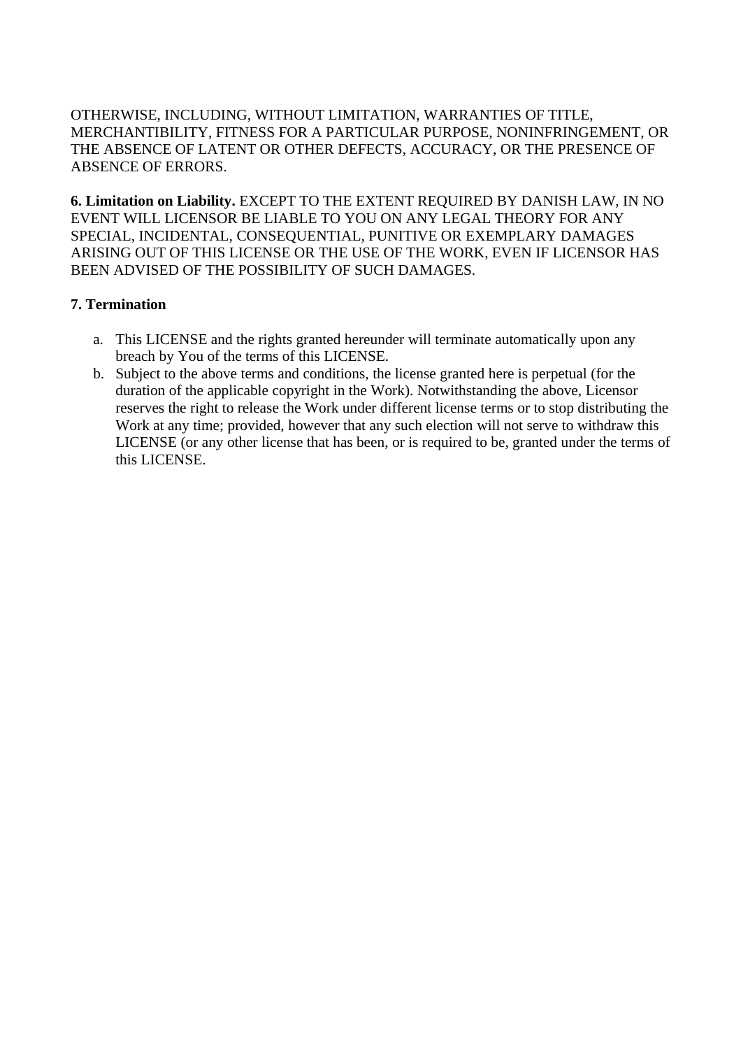OTHERWISE, INCLUDING, WITHOUT LIMITATION, WARRANTIES OF TITLE, MERCHANTIBILITY, FITNESS FOR A PARTICULAR PURPOSE, NONINFRINGEMENT, OR THE ABSENCE OF LATENT OR OTHER DEFECTS, ACCURACY, OR THE PRESENCE OF ABSENCE OF ERRORS.

**6. Limitation on Liability.** EXCEPT TO THE EXTENT REQUIRED BY DANISH LAW, IN NO EVENT WILL LICENSOR BE LIABLE TO YOU ON ANY LEGAL THEORY FOR ANY SPECIAL, INCIDENTAL, CONSEQUENTIAL, PUNITIVE OR EXEMPLARY DAMAGES ARISING OUT OF THIS LICENSE OR THE USE OF THE WORK, EVEN IF LICENSOR HAS BEEN ADVISED OF THE POSSIBILITY OF SUCH DAMAGES.

**7. Termination**

a. This LICENSE and the rights granted hereunder will terminate automatically upon any breach by You of the terms of this LICENSE.
b. Subject to the above terms and conditions, the license granted here is perpetual (for the duration of the applicable copyright in the Work). Notwithstanding the above, Licensor reserves the right to release the Work under different license terms or to stop distributing the Work at any time; provided, however that any such election will not serve to withdraw this LICENSE (or any other license that has been, or is required to be, granted under the terms of this LICENSE.